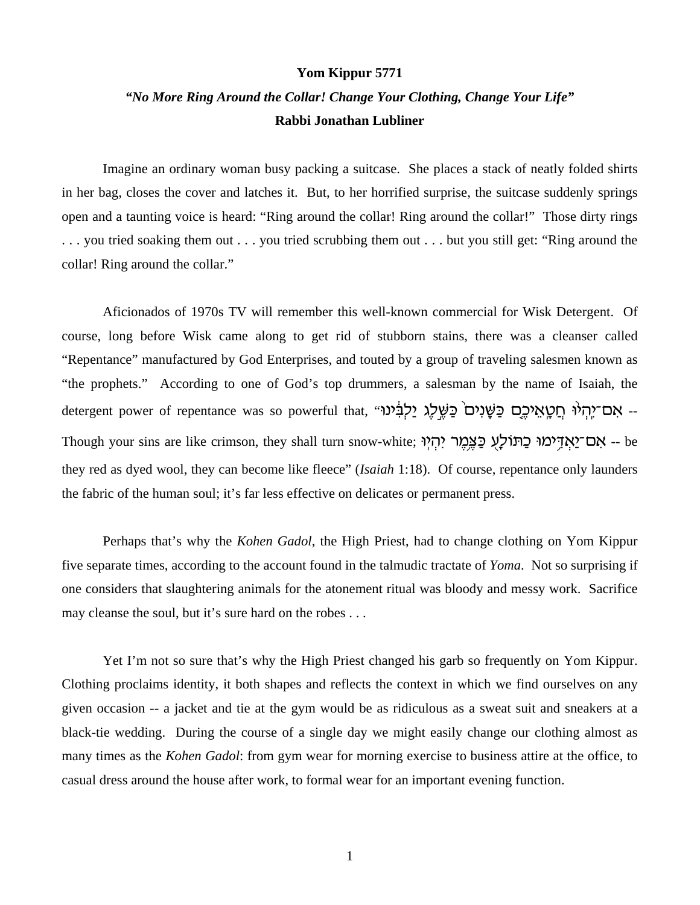**Yom Kippur 5771**

***"No More Ring Around the Collar! Change Your Clothing, Change Your Life"***

**Rabbi Jonathan Lubliner**

Imagine an ordinary woman busy packing a suitcase. She places a stack of neatly folded shirts in her bag, closes the cover and latches it. But, to her horrified surprise, the suitcase suddenly springs open and a taunting voice is heard: "Ring around the collar! Ring around the collar!" Those dirty rings . . . you tried soaking them out . . . you tried scrubbing them out . . . but you still get: "Ring around the collar! Ring around the collar."

Aficionados of 1970s TV will remember this well-known commercial for Wisk Detergent. Of course, long before Wisk came along to get rid of stubborn stains, there was a cleanser called "Repentance" manufactured by God Enterprises, and touted by a group of traveling salesmen known as "the prophets." According to one of God's top drummers, a salesman by the name of Isaiah, the detergent power of repentance was so powerful that, "אִם־יִהְיוּ חֲטָאֵיכֶם כַּשָּׁנִים כַּשֶּׁלֶג יַלְבִּינוּ -- Though your sins are like crimson, they shall turn snow-white; אִם־יַאְדִּימוּ כַתּוֹלָע כַּצֶּמֶר יִהְיוּ -- be they red as dyed wool, they can become like fleece" (*Isaiah* 1:18). Of course, repentance only launders the fabric of the human soul; it's far less effective on delicates or permanent press.

Perhaps that's why the *Kohen Gadol*, the High Priest, had to change clothing on Yom Kippur five separate times, according to the account found in the talmudic tractate of *Yoma*. Not so surprising if one considers that slaughtering animals for the atonement ritual was bloody and messy work. Sacrifice may cleanse the soul, but it's sure hard on the robes . . .

Yet I'm not so sure that's why the High Priest changed his garb so frequently on Yom Kippur. Clothing proclaims identity, it both shapes and reflects the context in which we find ourselves on any given occasion -- a jacket and tie at the gym would be as ridiculous as a sweat suit and sneakers at a black-tie wedding. During the course of a single day we might easily change our clothing almost as many times as the *Kohen Gadol*: from gym wear for morning exercise to business attire at the office, to casual dress around the house after work, to formal wear for an important evening function.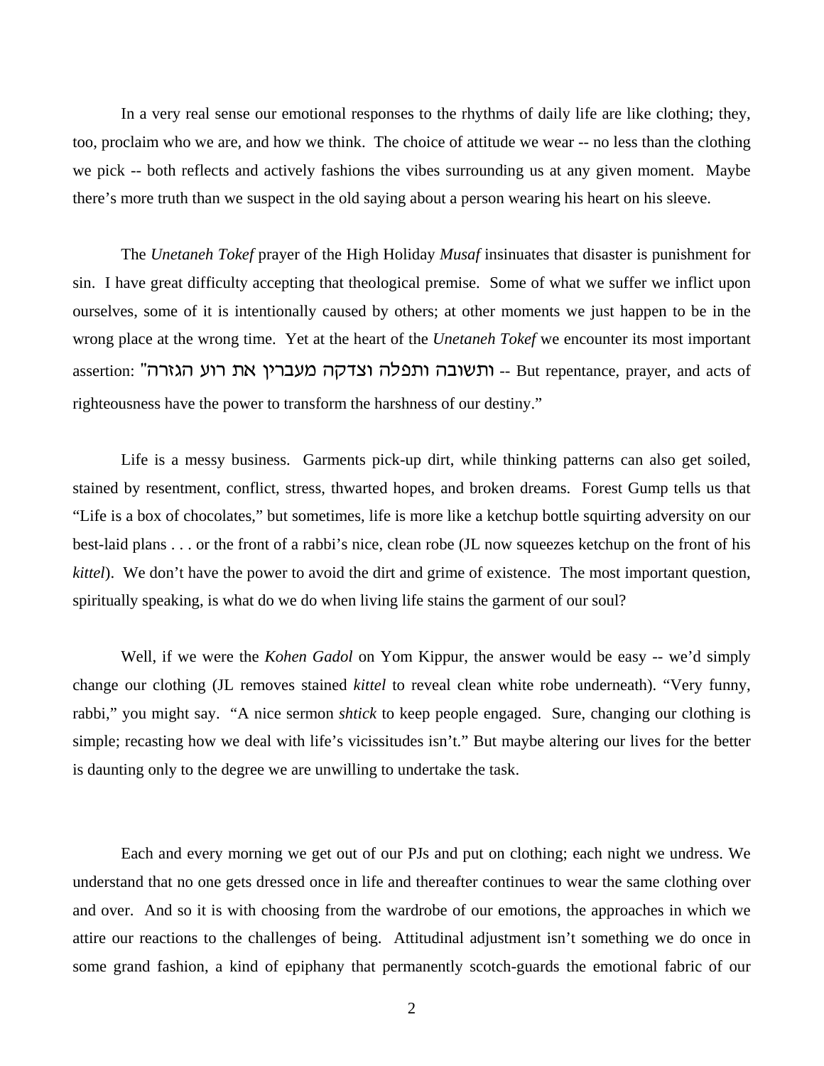In a very real sense our emotional responses to the rhythms of daily life are like clothing; they, too, proclaim who we are, and how we think. The choice of attitude we wear -- no less than the clothing we pick -- both reflects and actively fashions the vibes surrounding us at any given moment. Maybe there's more truth than we suspect in the old saying about a person wearing his heart on his sleeve.

The *Unetaneh Tokef* prayer of the High Holiday *Musaf* insinuates that disaster is punishment for sin. I have great difficulty accepting that theological premise. Some of what we suffer we inflict upon ourselves, some of it is intentionally caused by others; at other moments we just happen to be in the wrong place at the wrong time. Yet at the heart of the *Unetaneh Tokef* we encounter its most important assertion: "ותשובה ותפלה וצדקה מעברין את רוע הגזרה -- But repentance, prayer, and acts of righteousness have the power to transform the harshness of our destiny."

Life is a messy business. Garments pick-up dirt, while thinking patterns can also get soiled, stained by resentment, conflict, stress, thwarted hopes, and broken dreams. Forest Gump tells us that "Life is a box of chocolates," but sometimes, life is more like a ketchup bottle squirting adversity on our best-laid plans . . . or the front of a rabbi's nice, clean robe (JL now squeezes ketchup on the front of his *kittel*). We don't have the power to avoid the dirt and grime of existence. The most important question, spiritually speaking, is what do we do when living life stains the garment of our soul?

Well, if we were the *Kohen Gadol* on Yom Kippur, the answer would be easy -- we'd simply change our clothing (JL removes stained *kittel* to reveal clean white robe underneath). "Very funny, rabbi," you might say. "A nice sermon *shtick* to keep people engaged. Sure, changing our clothing is simple; recasting how we deal with life's vicissitudes isn't." But maybe altering our lives for the better is daunting only to the degree we are unwilling to undertake the task.

Each and every morning we get out of our PJs and put on clothing; each night we undress. We understand that no one gets dressed once in life and thereafter continues to wear the same clothing over and over. And so it is with choosing from the wardrobe of our emotions, the approaches in which we attire our reactions to the challenges of being. Attitudinal adjustment isn't something we do once in some grand fashion, a kind of epiphany that permanently scotch-guards the emotional fabric of our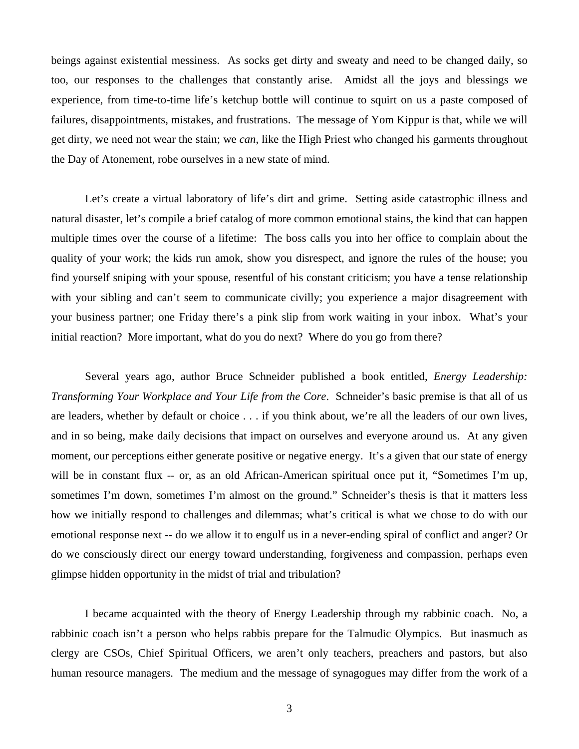beings against existential messiness. As socks get dirty and sweaty and need to be changed daily, so too, our responses to the challenges that constantly arise. Amidst all the joys and blessings we experience, from time-to-time life's ketchup bottle will continue to squirt on us a paste composed of failures, disappointments, mistakes, and frustrations. The message of Yom Kippur is that, while we will get dirty, we need not wear the stain; we *can*, like the High Priest who changed his garments throughout the Day of Atonement, robe ourselves in a new state of mind.

Let's create a virtual laboratory of life's dirt and grime. Setting aside catastrophic illness and natural disaster, let's compile a brief catalog of more common emotional stains, the kind that can happen multiple times over the course of a lifetime: The boss calls you into her office to complain about the quality of your work; the kids run amok, show you disrespect, and ignore the rules of the house; you find yourself sniping with your spouse, resentful of his constant criticism; you have a tense relationship with your sibling and can't seem to communicate civilly; you experience a major disagreement with your business partner; one Friday there's a pink slip from work waiting in your inbox. What's your initial reaction? More important, what do you do next? Where do you go from there?

Several years ago, author Bruce Schneider published a book entitled, *Energy Leadership: Transforming Your Workplace and Your Life from the Core*. Schneider's basic premise is that all of us are leaders, whether by default or choice . . . if you think about, we're all the leaders of our own lives, and in so being, make daily decisions that impact on ourselves and everyone around us. At any given moment, our perceptions either generate positive or negative energy. It's a given that our state of energy will be in constant flux -- or, as an old African-American spiritual once put it, "Sometimes I'm up, sometimes I'm down, sometimes I'm almost on the ground." Schneider's thesis is that it matters less how we initially respond to challenges and dilemmas; what's critical is what we chose to do with our emotional response next -- do we allow it to engulf us in a never-ending spiral of conflict and anger? Or do we consciously direct our energy toward understanding, forgiveness and compassion, perhaps even glimpse hidden opportunity in the midst of trial and tribulation?

I became acquainted with the theory of Energy Leadership through my rabbinic coach. No, a rabbinic coach isn't a person who helps rabbis prepare for the Talmudic Olympics. But inasmuch as clergy are CSOs, Chief Spiritual Officers, we aren't only teachers, preachers and pastors, but also human resource managers. The medium and the message of synagogues may differ from the work of a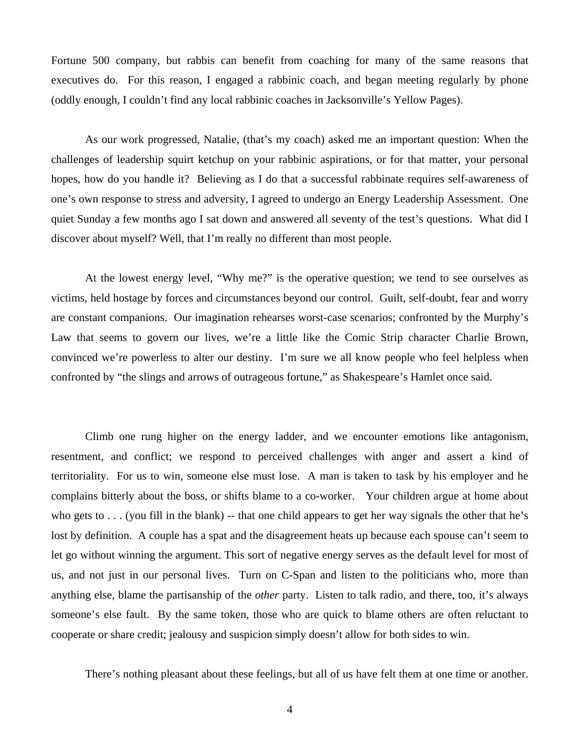Fortune 500 company, but rabbis can benefit from coaching for many of the same reasons that executives do. For this reason, I engaged a rabbinic coach, and began meeting regularly by phone (oddly enough, I couldn't find any local rabbinic coaches in Jacksonville's Yellow Pages).

As our work progressed, Natalie, (that's my coach) asked me an important question: When the challenges of leadership squirt ketchup on your rabbinic aspirations, or for that matter, your personal hopes, how do you handle it? Believing as I do that a successful rabbinate requires self-awareness of one's own response to stress and adversity, I agreed to undergo an Energy Leadership Assessment. One quiet Sunday a few months ago I sat down and answered all seventy of the test's questions. What did I discover about myself? Well, that I'm really no different than most people.

At the lowest energy level, "Why me?" is the operative question; we tend to see ourselves as victims, held hostage by forces and circumstances beyond our control. Guilt, self-doubt, fear and worry are constant companions. Our imagination rehearses worst-case scenarios; confronted by the Murphy's Law that seems to govern our lives, we're a little like the Comic Strip character Charlie Brown, convinced we're powerless to alter our destiny. I'm sure we all know people who feel helpless when confronted by "the slings and arrows of outrageous fortune," as Shakespeare's Hamlet once said.

Climb one rung higher on the energy ladder, and we encounter emotions like antagonism, resentment, and conflict; we respond to perceived challenges with anger and assert a kind of territoriality. For us to win, someone else must lose. A man is taken to task by his employer and he complains bitterly about the boss, or shifts blame to a co-worker. Your children argue at home about who gets to . . . (you fill in the blank) -- that one child appears to get her way signals the other that he's lost by definition. A couple has a spat and the disagreement heats up because each spouse can't seem to let go without winning the argument. This sort of negative energy serves as the default level for most of us, and not just in our personal lives. Turn on C-Span and listen to the politicians who, more than anything else, blame the partisanship of the *other* party. Listen to talk radio, and there, too, it's always someone's else fault. By the same token, those who are quick to blame others are often reluctant to cooperate or share credit; jealousy and suspicion simply doesn't allow for both sides to win.

There's nothing pleasant about these feelings, but all of us have felt them at one time or another.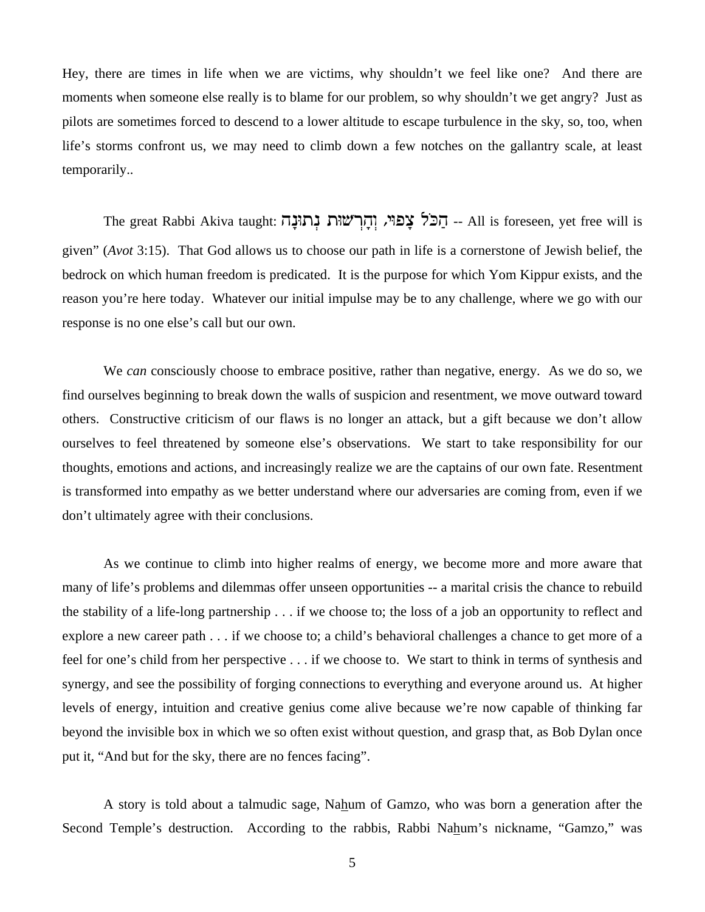Hey, there are times in life when we are victims, why shouldn't we feel like one? And there are moments when someone else really is to blame for our problem, so why shouldn't we get angry? Just as pilots are sometimes forced to descend to a lower altitude to escape turbulence in the sky, so, too, when life's storms confront us, we may need to climb down a few notches on the gallantry scale, at least temporarily..

The great Rabbi Akiva taught: הַכֹּל צָפוּי, וְהָרְשׁוּת נְתוּנָה -- All is foreseen, yet free will is given" (*Avot* 3:15). That God allows us to choose our path in life is a cornerstone of Jewish belief, the bedrock on which human freedom is predicated. It is the purpose for which Yom Kippur exists, and the reason you're here today. Whatever our initial impulse may be to any challenge, where we go with our response is no one else's call but our own.

We *can* consciously choose to embrace positive, rather than negative, energy. As we do so, we find ourselves beginning to break down the walls of suspicion and resentment, we move outward toward others. Constructive criticism of our flaws is no longer an attack, but a gift because we don't allow ourselves to feel threatened by someone else's observations. We start to take responsibility for our thoughts, emotions and actions, and increasingly realize we are the captains of our own fate. Resentment is transformed into empathy as we better understand where our adversaries are coming from, even if we don't ultimately agree with their conclusions.

As we continue to climb into higher realms of energy, we become more and more aware that many of life's problems and dilemmas offer unseen opportunities -- a marital crisis the chance to rebuild the stability of a life-long partnership . . . if we choose to; the loss of a job an opportunity to reflect and explore a new career path . . . if we choose to; a child's behavioral challenges a chance to get more of a feel for one's child from her perspective . . . if we choose to. We start to think in terms of synthesis and synergy, and see the possibility of forging connections to everything and everyone around us. At higher levels of energy, intuition and creative genius come alive because we're now capable of thinking far beyond the invisible box in which we so often exist without question, and grasp that, as Bob Dylan once put it, "And but for the sky, there are no fences facing".

A story is told about a talmudic sage, Na<u>h</u>um of Gamzo, who was born a generation after the Second Temple's destruction. According to the rabbis, Rabbi Na<u>h</u>um's nickname, "Gamzo," was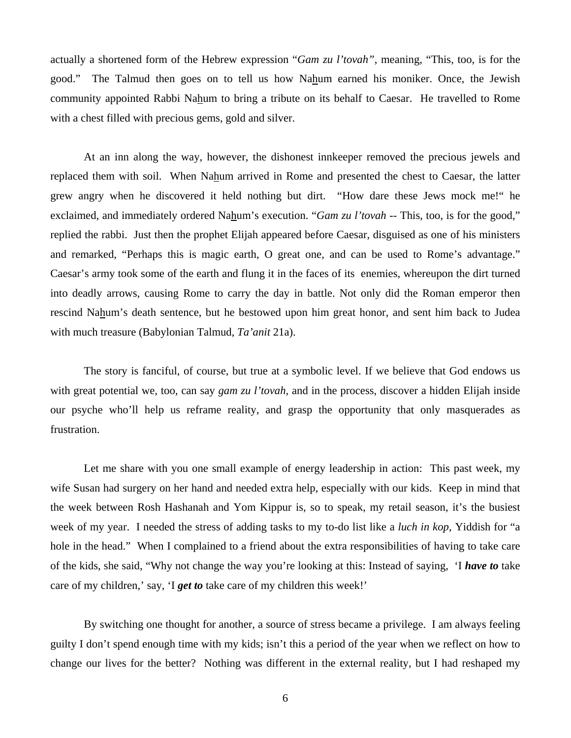actually a shortened form of the Hebrew expression "*Gam zu l'tovah"*, meaning, "This, too, is for the good." The Talmud then goes on to tell us how Nahum earned his moniker. Once, the Jewish community appointed Rabbi Nahum to bring a tribute on its behalf to Caesar. He travelled to Rome with a chest filled with precious gems, gold and silver.

At an inn along the way, however, the dishonest innkeeper removed the precious jewels and replaced them with soil. When Nahum arrived in Rome and presented the chest to Caesar, the latter grew angry when he discovered it held nothing but dirt. "How dare these Jews mock me!" he exclaimed, and immediately ordered Nahum's execution. "*Gam zu l'tovah* -- This, too, is for the good," replied the rabbi. Just then the prophet Elijah appeared before Caesar, disguised as one of his ministers and remarked, "Perhaps this is magic earth, O great one, and can be used to Rome's advantage." Caesar's army took some of the earth and flung it in the faces of its enemies, whereupon the dirt turned into deadly arrows, causing Rome to carry the day in battle. Not only did the Roman emperor then rescind Nahum's death sentence, but he bestowed upon him great honor, and sent him back to Judea with much treasure (Babylonian Talmud, *Ta'anit* 21a).

The story is fanciful, of course, but true at a symbolic level. If we believe that God endows us with great potential we, too, can say *gam zu l'tovah*, and in the process, discover a hidden Elijah inside our psyche who'll help us reframe reality, and grasp the opportunity that only masquerades as frustration.

Let me share with you one small example of energy leadership in action: This past week, my wife Susan had surgery on her hand and needed extra help, especially with our kids. Keep in mind that the week between Rosh Hashanah and Yom Kippur is, so to speak, my retail season, it's the busiest week of my year. I needed the stress of adding tasks to my to-do list like a *luch in kop*, Yiddish for "a hole in the head." When I complained to a friend about the extra responsibilities of having to take care of the kids, she said, "Why not change the way you're looking at this: Instead of saying, 'I ***have to*** take care of my children,' say, 'I ***get to*** take care of my children this week!'

By switching one thought for another, a source of stress became a privilege. I am always feeling guilty I don't spend enough time with my kids; isn't this a period of the year when we reflect on how to change our lives for the better? Nothing was different in the external reality, but I had reshaped my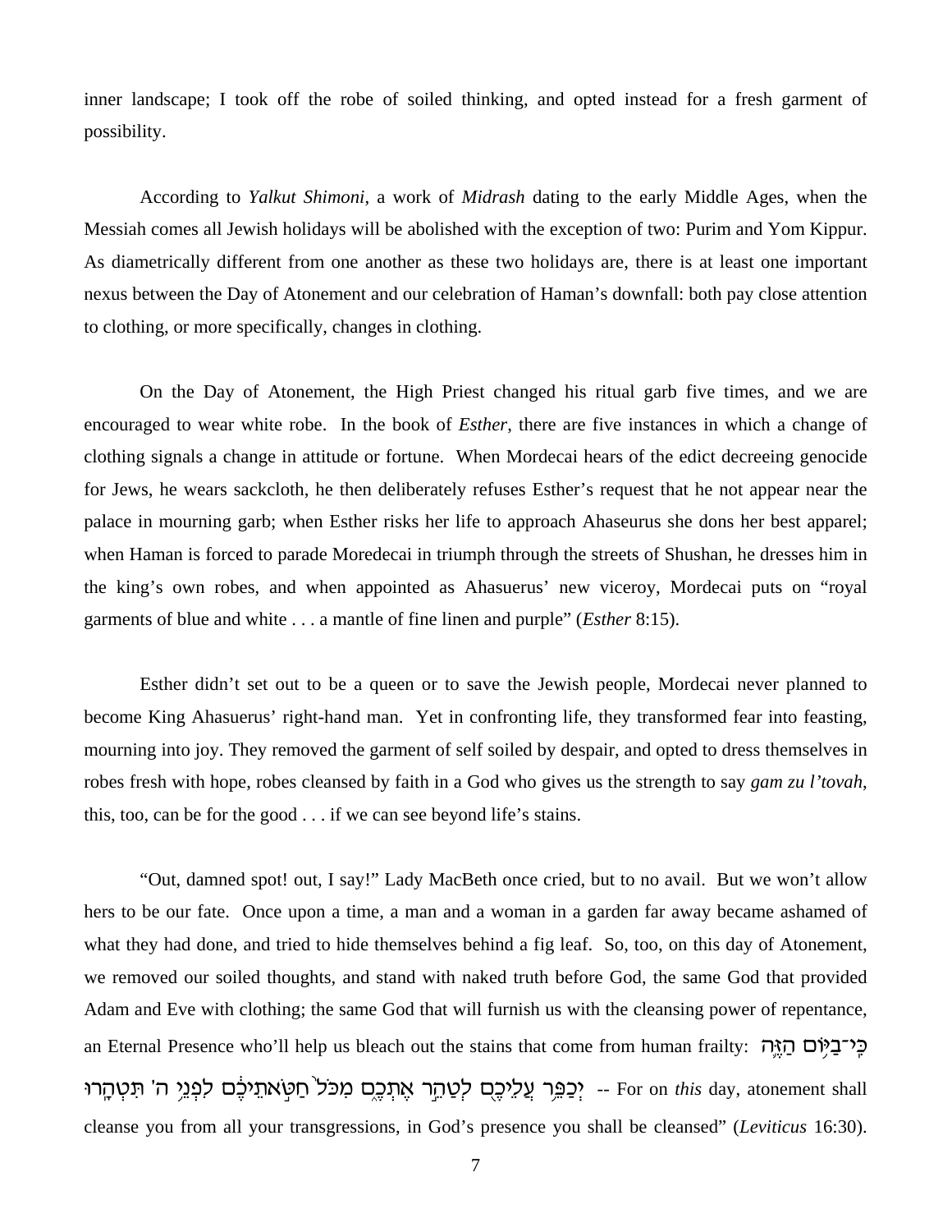inner landscape; I took off the robe of soiled thinking, and opted instead for a fresh garment of possibility.

According to *Yalkut Shimoni*, a work of *Midrash* dating to the early Middle Ages, when the Messiah comes all Jewish holidays will be abolished with the exception of two: Purim and Yom Kippur. As diametrically different from one another as these two holidays are, there is at least one important nexus between the Day of Atonement and our celebration of Haman's downfall: both pay close attention to clothing, or more specifically, changes in clothing.

On the Day of Atonement, the High Priest changed his ritual garb five times, and we are encouraged to wear white robe. In the book of *Esther*, there are five instances in which a change of clothing signals a change in attitude or fortune. When Mordecai hears of the edict decreeing genocide for Jews, he wears sackcloth, he then deliberately refuses Esther's request that he not appear near the palace in mourning garb; when Esther risks her life to approach Ahaseurus she dons her best apparel; when Haman is forced to parade Moredecai in triumph through the streets of Shushan, he dresses him in the king's own robes, and when appointed as Ahasuerus' new viceroy, Mordecai puts on "royal garments of blue and white . . . a mantle of fine linen and purple" (*Esther* 8:15).

Esther didn't set out to be a queen or to save the Jewish people, Mordecai never planned to become King Ahasuerus' right-hand man. Yet in confronting life, they transformed fear into feasting, mourning into joy. They removed the garment of self soiled by despair, and opted to dress themselves in robes fresh with hope, robes cleansed by faith in a God who gives us the strength to say *gam zu l'tovah*, this, too, can be for the good . . . if we can see beyond life's stains.

"Out, damned spot! out, I say!" Lady MacBeth once cried, but to no avail. But we won't allow hers to be our fate. Once upon a time, a man and a woman in a garden far away became ashamed of what they had done, and tried to hide themselves behind a fig leaf. So, too, on this day of Atonement, we removed our soiled thoughts, and stand with naked truth before God, the same God that provided Adam and Eve with clothing; the same God that will furnish us with the cleansing power of repentance, an Eternal Presence who'll help us bleach out the stains that come from human frailty: כִּֽי־בַיּ֥וֹם הַזֶּ֛ה יְכַפֵּ֥ר עֲלֵיכֶ֖ם לְטַהֵ֣ר אֶתְכֶ֑ם מִכֹּל֙ חַטֹּ֣אתֵיכֶ֔ם לִפְנֵ֥י ה' תִּטְהָֽרוּ -- For on *this* day, atonement shall cleanse you from all your transgressions, in God's presence you shall be cleansed" (*Leviticus* 16:30).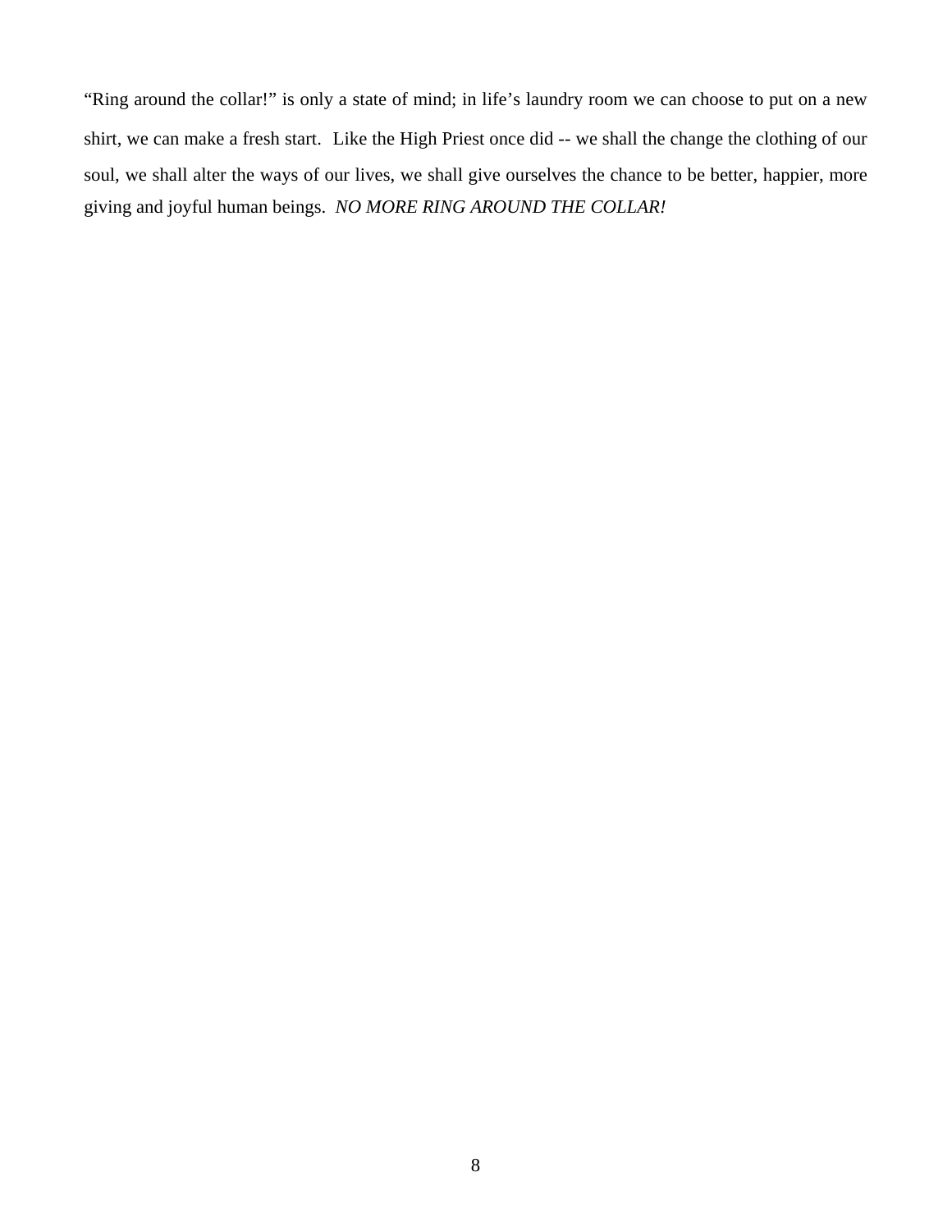"Ring around the collar!" is only a state of mind; in life's laundry room we can choose to put on a new shirt, we can make a fresh start.  Like the High Priest once did -- we shall the change the clothing of our soul, we shall alter the ways of our lives, we shall give ourselves the chance to be better, happier, more giving and joyful human beings.  *NO MORE RING AROUND THE COLLAR!*